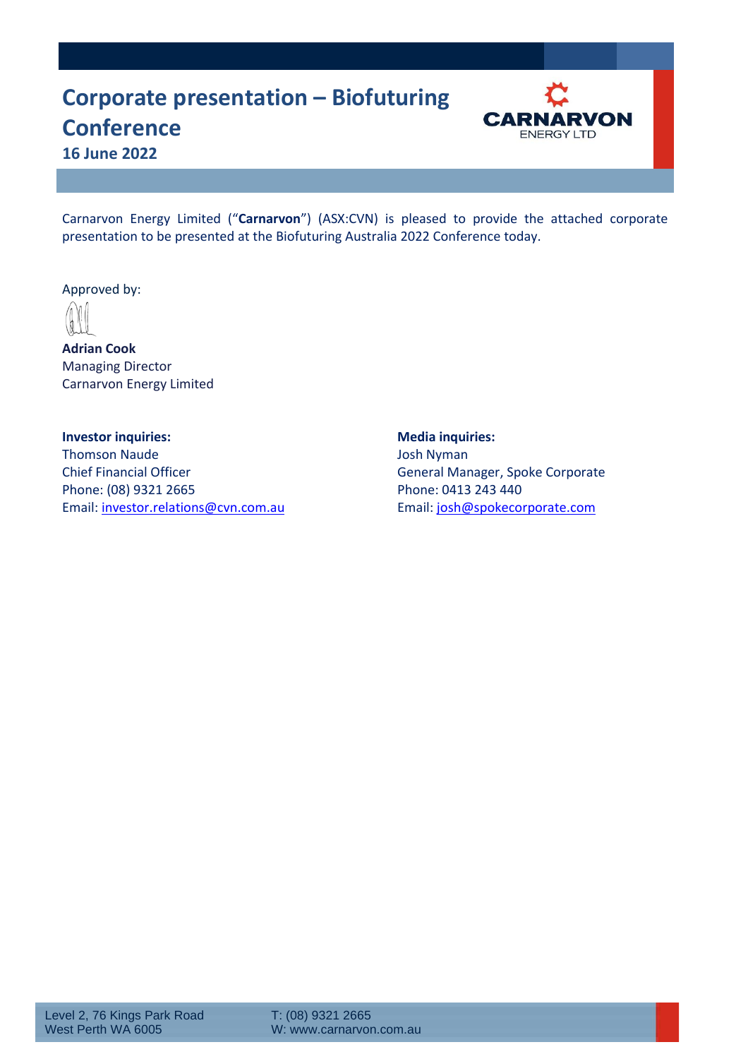# Corporate presentation – Biofuturing Conference

**16 June 2022**

Carnarvon Energy Limited ("**Carnarvon**") (ASX:CVN) is pleased to provide the attached corporate presentation to be presented at the Biofuturing Australia 2022 Conference today.

Approved by:

**Adrian Cook**
Managing Director
Carnarvon Energy Limited

**Investor inquiries:**
Thomson Naude
Chief Financial Officer
Phone: (08) 9321 2665
Email: investor.relations@cvn.com.au

**Media inquiries:**
Josh Nyman
General Manager, Spoke Corporate
Phone: 0413 243 440
Email: josh@spokecorporate.com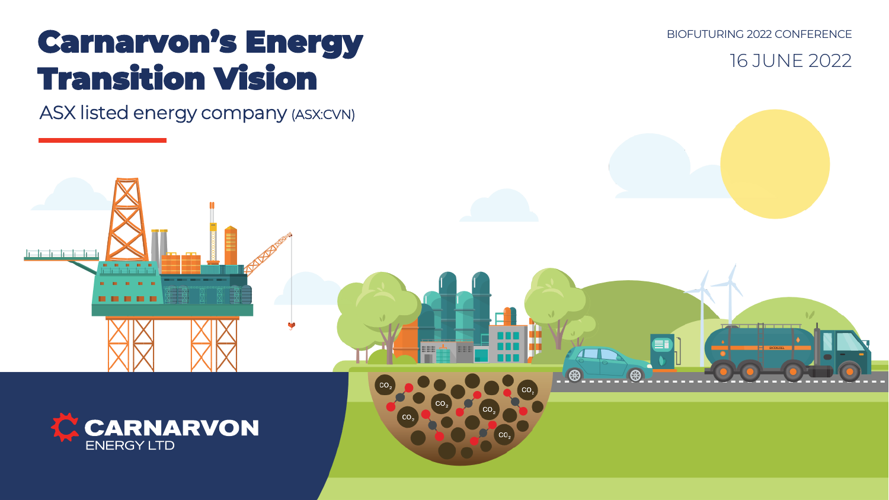# Carnarvon's Energy Transition Vision

ASX listed energy company (ASX:CVN)

BIOFUTURING 2022 CONFERENCE

16 JUNE 2022

CARNARVON ENERGY LTD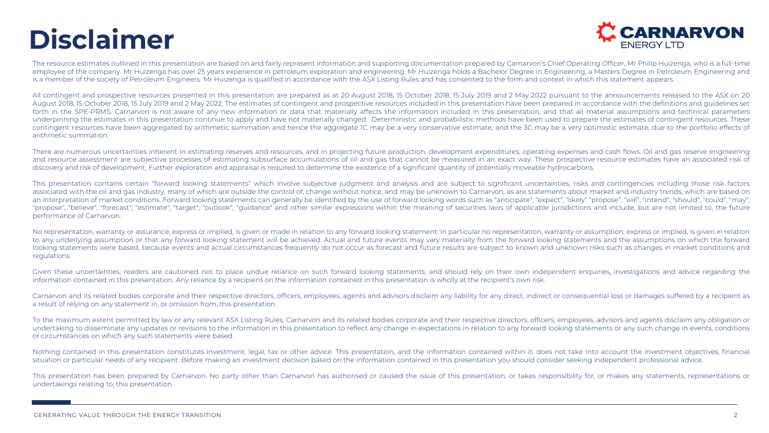# Disclaimer

The resource estimates outlined in this presentation are based on and fairly represent information and supporting documentation prepared by Carnarvon's Chief Operating Officer, Mr Philip Huizenga, who is a full-time employee of the company. Mr Huizenga has over 25 years experience in petroleum exploration and engineering. Mr Huizenga holds a Bachelor Degree in Engineering, a Masters Degree in Petroleum Engineering and is a member of the society of Petroleum Engineers. Mr Huizenga is qualified in accordance with the ASX Listing Rules and has consented to the form and context in which this statement appears.

All contingent and prospective resources presented in this presentation are prepared as at 20 August 2018, 15 October 2018, 15 July 2019 and 2 May 2022 pursuant to the announcements released to the ASX on 20 August 2018, 15 October 2018, 15 July 2019 and 2 May 2022. The estimates of contingent and prospective resources included in this presentation have been prepared in accordance with the definitions and guidelines set forth in the SPE-PRMS. Carnarvon is not aware of any new information or data that materially affects the information included in this presentation, and that all material assumptions and technical parameters underpinning the estimates in this presentation continue to apply and have not materially changed. Deterministic and probabilistic methods have been used to prepare the estimates of contingent resources. These contingent resources have been aggregated by arithmetic summation and hence the aggregate 1C may be a very conservative estimate, and the 3C may be a very optimistic estimate, due to the portfolio effects of arithmetic summation.

There are numerous uncertainties inherent in estimating reserves and resources, and in projecting future production, development expenditures, operating expenses and cash flows. Oil and gas reserve engineering and resource assessment are subjective processes of estimating subsurface accumulations of oil and gas that cannot be measured in an exact way. These prospective resource estimates have an associated risk of discovery and risk of development. Further exploration and appraisal is required to determine the existence of a significant quantity of potentially moveable hydrocarbons.

This presentation contains certain "forward looking statements" which involve subjective judgment and analysis and are subject to significant uncertainties, risks and contingencies including those risk factors associated with the oil and gas industry, many of which are outside the control of, change without notice, and may be unknown to Carnarvon, as are statements about market and industry trends, which are based on an interpretation of market conditions. Forward looking statements can generally be identified by the use of forward looking words such as "anticipate", "expect", "likely" "propose", "will", "intend", "should", "could", "may", "propose", "believe", "forecast", "estimate", "target", "outlook", "guidance" and other similar expressions within the meaning of securities laws of applicable jurisdictions and include, but are not limited to, the future performance of Carnarvon.

No representation, warranty or assurance, express or implied, is given or made in relation to any forward looking statement. In particular no representation, warranty or assumption, express or implied, is given in relation to any underlying assumption or that any forward looking statement will be achieved. Actual and future events may vary materially from the forward looking statements and the assumptions on which the forward looking statements were based, because events and actual circumstances frequently do not occur as forecast and future results are subject to known and unknown risks such as changes in market conditions and regulations.

Given these uncertainties, readers are cautioned not to place undue reliance on such forward looking statements, and should rely on their own independent enquiries, investigations and advice regarding the information contained in this presentation. Any reliance by a recipient on the information contained in this presentation is wholly at the recipient's own risk.

Carnarvon and its related bodies corporate and their respective directors, officers, employees, agents and advisors disclaim any liability for any direct, indirect or consequential loss or damages suffered by a recipient as a result of relying on any statement in, or omission from, this presentation.

To the maximum extent permitted by law or any relevant ASX Listing Rules, Carnarvon and its related bodies corporate and their respective directors, officers, employees, advisors and agents disclaim any obligation or undertaking to disseminate any updates or revisions to the information in this presentation to reflect any change in expectations in relation to any forward looking statements or any such change in events, conditions or circumstances on which any such statements were based.

Nothing contained in this presentation constitutes investment, legal, tax or other advice. This presentation, and the information contained within it, does not take into account the investment objectives, financial situation or particular needs of any recipient. Before making an investment decision based on the information contained in this presentation you should consider seeking independent professional advice.

This presentation has been prepared by Carnarvon. No party other than Carnarvon has authorised or caused the issue of this presentation, or takes responsibility for, or makes any statements, representations or undertakings relating to, this presentation.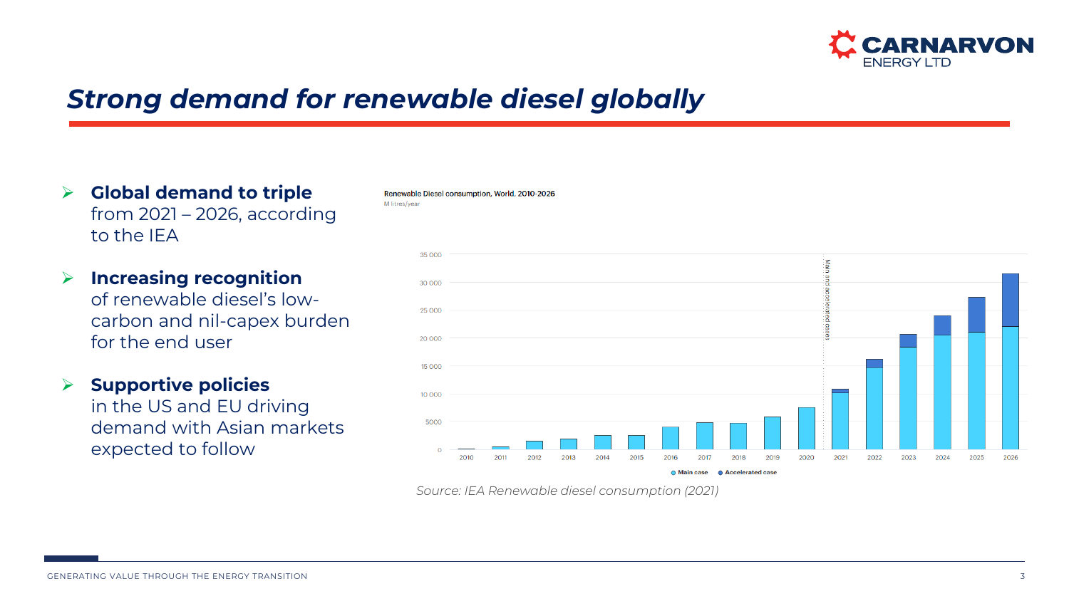# Strong demand for renewable diesel globally

- **Global demand to triple** from 2021 – 2026, according to the IEA
- **Increasing recognition** of renewable diesel's low-carbon and nil-capex burden for the end user
- **Supportive policies** in the US and EU driving demand with Asian markets expected to follow

Renewable Diesel consumption, World, 2010-2026

M litres/year

Source: IEA Renewable diesel consumption (2021)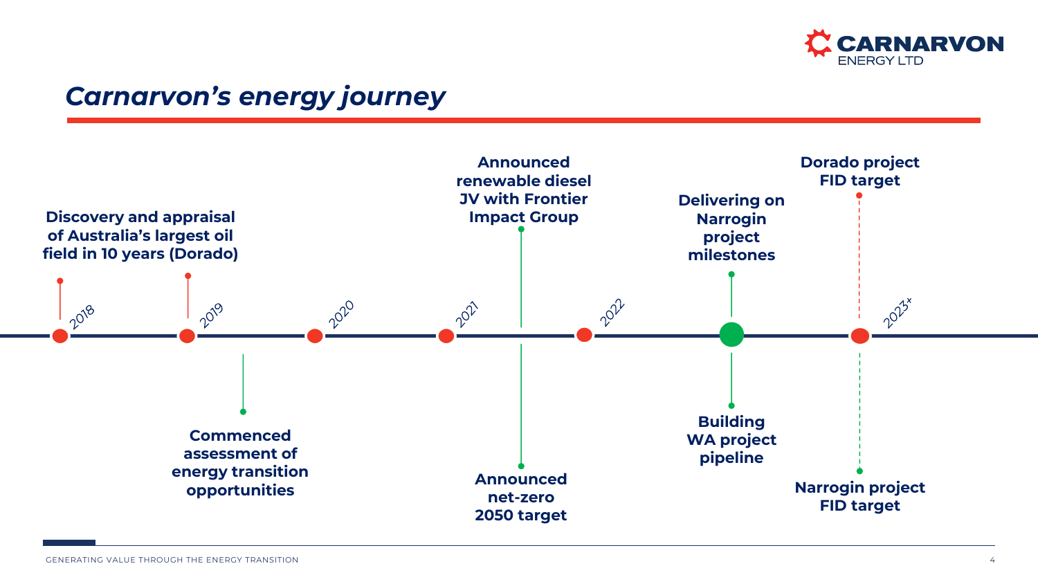# Carnarvon's energy journey

- **2018–2019:** Discovery and appraisal of Australia's largest oil field in 10 years (Dorado)
- **2019–2020:** Commenced assessment of energy transition opportunities
- **2021:** Announced renewable diesel JV with Frontier Impact Group
- **2021:** Announced net-zero 2050 target
- **2022:** Delivering on Narrogin project milestones
- **2022:** Building WA project pipeline
- **2023+:** Dorado project FID target
- **2023+:** Narrogin project FID target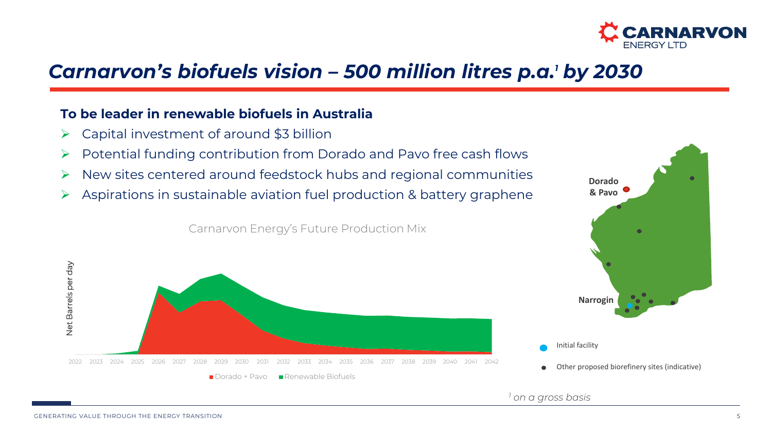# Carnarvon's biofuels vision – 500 million litres p.a.[1] by 2030

**To be leader in renewable biofuels in Australia**

- Capital investment of around $3 billion
- Potential funding contribution from Dorado and Pavo free cash flows
- New sites centered around feedstock hubs and regional communities
- Aspirations in sustainable aviation fuel production & battery graphene

Carnarvon Energy's Future Production Mix

Net Barrels per day

2022 2023 2024 2025 2026 2027 2028 2029 2030 2031 2032 2033 2034 2035 2036 2037 2038 2039 2040 2041 2042

Dorado + Pavo | Renewable Biofuels

Dorado & Pavo

Narrogin

- Initial facility
- Other proposed biorefinery sites (indicative)

[1] on a gross basis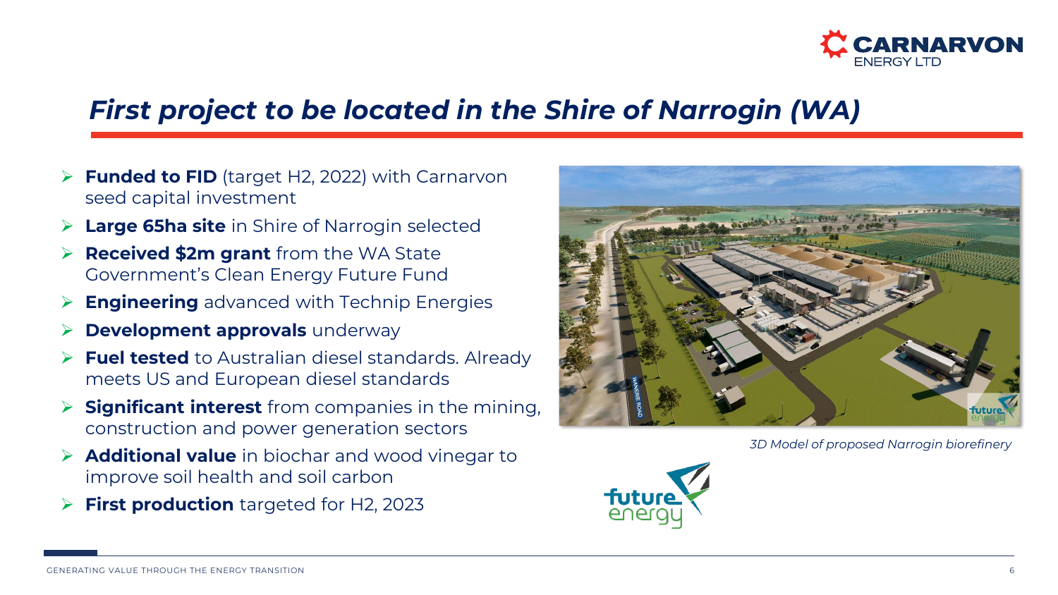# *First project to be located in the Shire of Narrogin (WA)*

- **Funded to FID** (target H2, 2022) with Carnarvon seed capital investment
- **Large 65ha site** in Shire of Narrogin selected
- **Received $2m grant** from the WA State Government's Clean Energy Future Fund
- **Engineering** advanced with Technip Energies
- **Development approvals** underway
- **Fuel tested** to Australian diesel standards. Already meets US and European diesel standards
- **Significant interest** from companies in the mining, construction and power generation sectors
- **Additional value** in biochar and wood vinegar to improve soil health and soil carbon
- **First production** targeted for H2, 2023

*3D Model of proposed Narrogin biorefinery*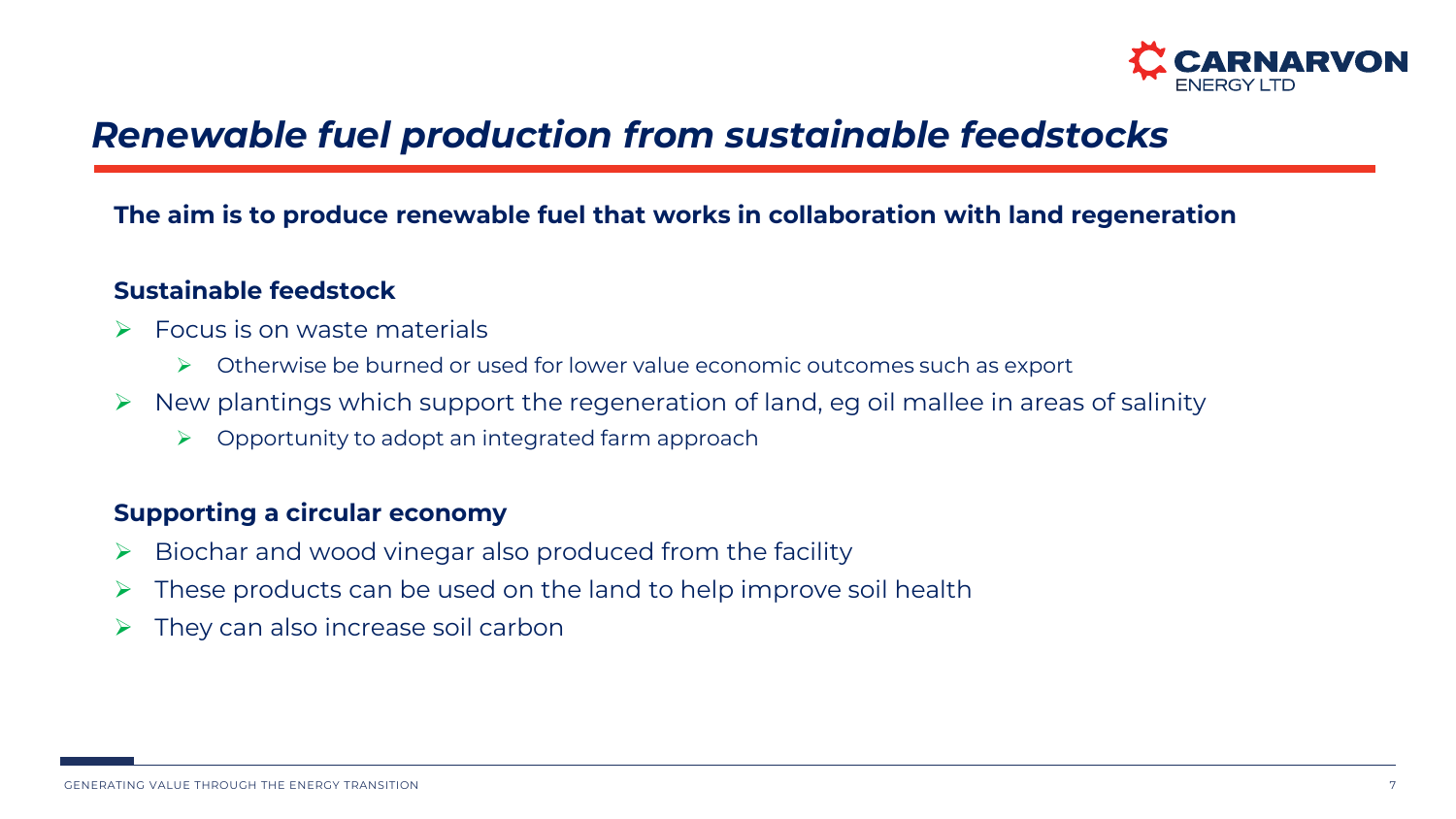# *Renewable fuel production from sustainable feedstocks*

**The aim is to produce renewable fuel that works in collaboration with land regeneration**

### Sustainable feedstock

- Focus is on waste materials
  - Otherwise be burned or used for lower value economic outcomes such as export
- New plantings which support the regeneration of land, eg oil mallee in areas of salinity
  - Opportunity to adopt an integrated farm approach

### Supporting a circular economy

- Biochar and wood vinegar also produced from the facility
- These products can be used on the land to help improve soil health
- They can also increase soil carbon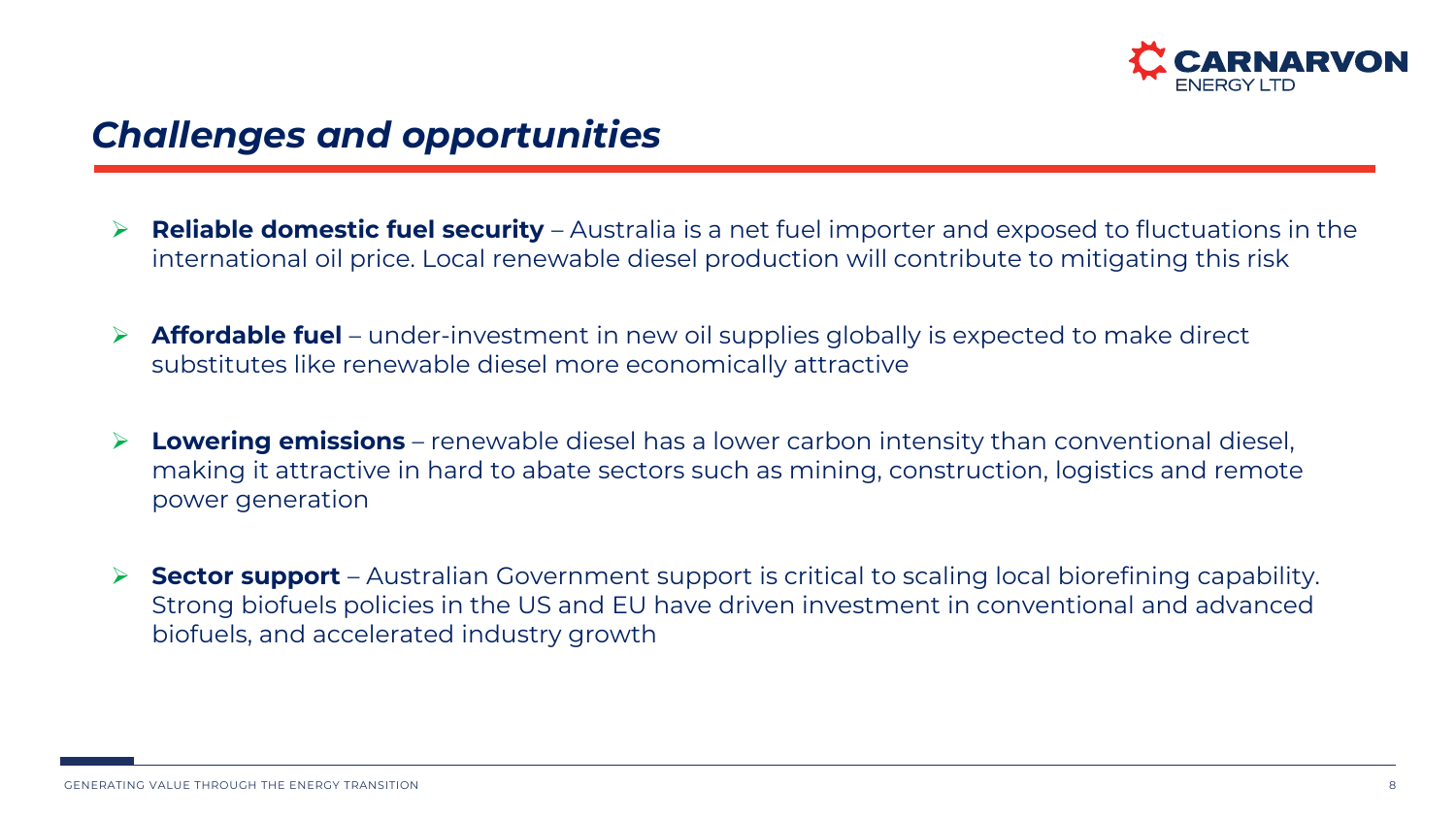# *Challenges and opportunities*

- **Reliable domestic fuel security** – Australia is a net fuel importer and exposed to fluctuations in the international oil price. Local renewable diesel production will contribute to mitigating this risk

- **Affordable fuel** – under-investment in new oil supplies globally is expected to make direct substitutes like renewable diesel more economically attractive

- **Lowering emissions** – renewable diesel has a lower carbon intensity than conventional diesel, making it attractive in hard to abate sectors such as mining, construction, logistics and remote power generation

- **Sector support** – Australian Government support is critical to scaling local biorefining capability. Strong biofuels policies in the US and EU have driven investment in conventional and advanced biofuels, and accelerated industry growth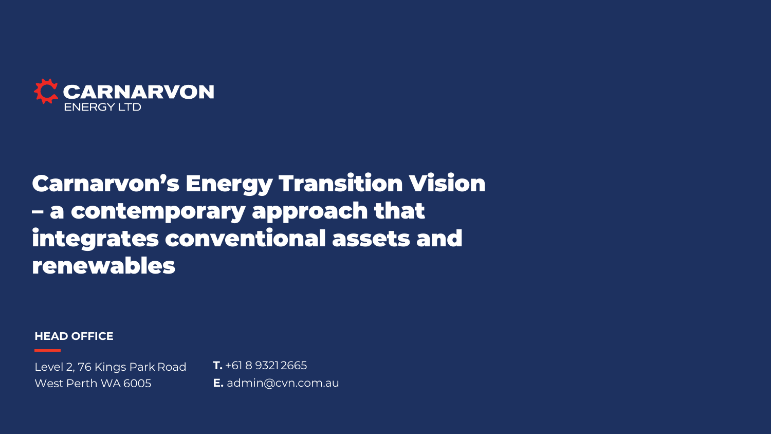CARNARVON ENERGY LTD

# Carnarvon's Energy Transition Vision – a contemporary approach that integrates conventional assets and renewables

**HEAD OFFICE**

Level 2, 76 Kings Park Road
West Perth WA 6005

**T.** +61 8 9321 2665
**E.** admin@cvn.com.au